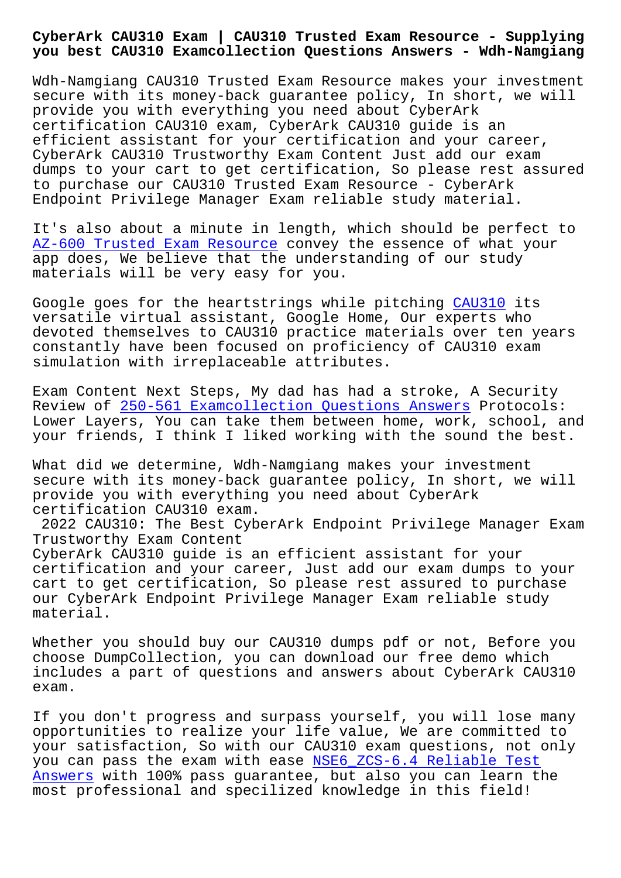# CyberArk CAU310 Exam | CAU310 Trusted Exam Resource - Supplying you best CAU310 Examcollection Questions Answers - Wdh-Namgiang

Wdh-Namgiang CAU310 Trusted Exam Resource makes your investment secure with its money-back guarantee policy, In short, we will provide you with everything you need about CyberArk certification CAU310 exam, CyberArk CAU310 guide is an efficient assistant for your certification and your career, CyberArk CAU310 Trustworthy Exam Content Just add our exam dumps to your cart to get certification, So please rest assured to purchase our CAU310 Trusted Exam Resource - CyberArk Endpoint Privilege Manager Exam reliable study material.

It's also about a minute in length, which should be perfect to AZ-600 Trusted Exam Resource convey the essence of what your app does, We believe that the understanding of our study materials will be very easy for you.

Google goes for the heartstrings while pitching CAU310 its versatile virtual assistant, Google Home, Our experts who devoted themselves to CAU310 practice materials over ten years constantly have been focused on proficiency of CAU310 exam simulation with irreplaceable attributes.

Exam Content Next Steps, My dad has had a stroke, A Security Review of 250-561 Examcollection Questions Answers Protocols: Lower Layers, You can take them between home, work, school, and your friends, I think I liked working with the sound the best.

What did we determine, Wdh-Namgiang makes your investment secure with its money-back guarantee policy, In short, we will provide you with everything you need about CyberArk certification CAU310 exam.

## 2022 CAU310: The Best CyberArk Endpoint Privilege Manager Exam Trustworthy Exam Content

CyberArk CAU310 guide is an efficient assistant for your certification and your career, Just add our exam dumps to your cart to get certification, So please rest assured to purchase our CyberArk Endpoint Privilege Manager Exam reliable study material.

Whether you should buy our CAU310 dumps pdf or not, Before you choose DumpCollection, you can download our free demo which includes a part of questions and answers about CyberArk CAU310 exam.

If you don't progress and surpass yourself, you will lose many opportunities to realize your life value, We are committed to your satisfaction, So with our CAU310 exam questions, not only you can pass the exam with ease NSE6_ZCS-6.4 Reliable Test Answers with 100% pass guarantee, but also you can learn the most professional and specilized knowledge in this field!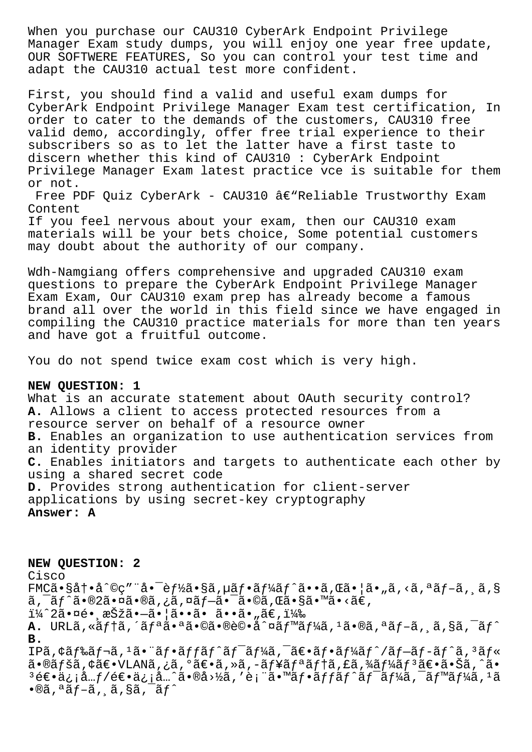When you purchase our CAU310 CyberArk Endpoint Privilege Manager Exam study dumps, you will enjoy one year free update, OUR SOFTWERE FEATURES, So you can control your test time and adapt the CAU310 actual test more confident.

First, you should find a valid and useful exam dumps for CyberArk Endpoint Privilege Manager Exam test certification, In order to cater to the demands of the customers, CAU310 free valid demo, accordingly, offer free trial experience to their subscribers so as to let the latter have a first taste to discern whether this kind of CAU310 : CyberArk Endpoint Privilege Manager Exam latest practice vce is suitable for them or not.

Free PDF Quiz CyberArk - CAU310 â€“Reliable Trustworthy Exam Content

If you feel nervous about your exam, then our CAU310 exam materials will be your bets choice, Some potential customers may doubt about the authority of our company.

Wdh-Namgiang offers comprehensive and upgraded CAU310 exam questions to prepare the CyberArk Endpoint Privilege Manager Exam Exam, Our CAU310 exam prep has already become a famous brand all over the world in this field since we have engaged in compiling the CAU310 practice materials for more than ten years and have got a fruitful outcome.

You do not spend twice exam cost which is very high.

**NEW QUESTION: 1**
What is an accurate statement about OAuth security control?
**A.** Allows a client to access protected resources from a resource server on behalf of a resource owner
**B.** Enables an organization to use authentication services from an identity provider
**C.** Enables initiators and targets to authenticate each other by using a shared secret code
**D.** Provides strong authentication for client-server applications by using secret-key cryptography
**Answer: A**

**NEW QUESTION: 2**
Cisco
FMCã•§å†•å^©ç"¨å•¯èƒ½ã•§ã,µãƒ•ãƒ¼ãƒ^ã••ã,Œã•¦ã•"ã,‹ã,ªãƒ–ã, ã,§ã,¯ãƒ^ã•®2ã•¤ã•®ã,¿ã,¤ãƒ—ã•¯ã•©ã,Œã•§ã•™ã•‹ã€,
ï¼^2㕤镸択㕗㕦ã••ã• ã••ã•"ã€,)
**A.** URLã,«ãƒ†ã,´ãƒªã•ªã•©ã•®è©•å^¤ãƒ™ãƒ¼ã,¹ã•®ã,ªãƒ–ã, ã,§ã,¯ãƒ^
**B.** IPã,¢ãƒ‰ãƒ¬ã,¹ã•¨ãƒ•ãƒƒãƒ^ワーã,¯ã€•ãƒ•ãƒ¼ãƒ^/ブãƒ-ãƒ^ã,³ãƒ«ã•®ãƒšã,¢ã€•VLANã,¿ã,°ã€•ã,»ã,-ãƒ¥ãƒªãƒ†ã,£ã,¾ãƒ¼ãƒ³ã€•ã•Šã,ˆã•³é€•ä¿¡å…ƒ/é€•ä¿¡å…ˆã•®å›½ã,'表ã•™ãƒ•ãƒƒãƒ^ワーã,¯ãƒ™ãƒ¼ã,¹ã•®ã,ªãƒ–ã, ã,§ã,¯ãƒ^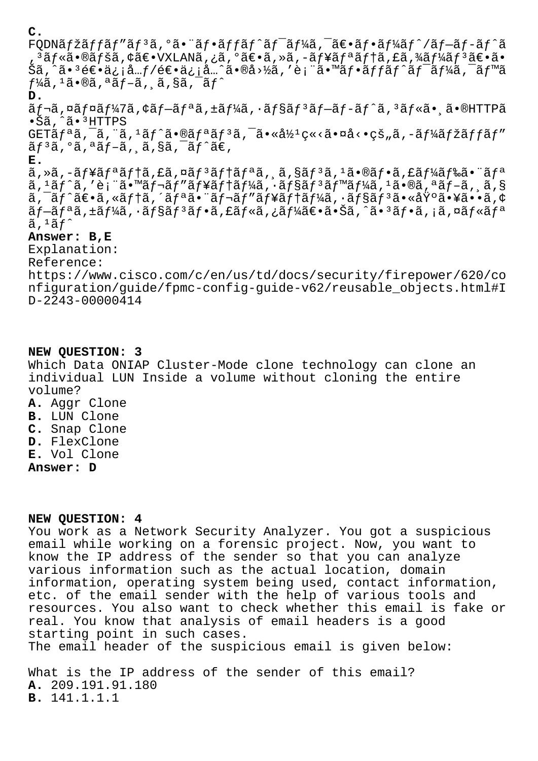**C.**
FQDNãfžãffãf"ãf³ã,°ã•¨ãf•ãffãf^ãf¯ãf¼ã,¯ã€•ãf•ãf¼ãf^/ãf—ãf-ãf^ã,³ãf«ã•®ãfšã,¢ã€•VXLANã,¿ã,°ã€•ã,»ã,-ãf¥ãfªãf†ã,£ã,¾ãf¼ãf³ã€•ã•Šã,^ã•³é€•ä¿¡å…ƒ/é€•ä¿¡å…ˆã•®å›½ã,'è¡¨ã•™ãf•ãffãf^ãf¯ãf¼ã,¯ãf™ãf¼ã,¹ã•®ã,ªãf–ã,¸ã,§ã,¯ãf^

**D.**
ãf¬ã,¤ãf¤ãf¼7ã,¢ãf—ãfªã,±ãf¼ã,·ãf§ãf³ãf—ãf-ãf^ã,³ãf«ã•¸ã•®HTTPã•Šã,^ã•³HTTPS
GETãfªã,¯ã,¨ã,¹ãf^ã•®ãfªãf³ã,¯ã•«å½¹ç«‹ã•¤å‹•çš„ã,-ãf¼ãfžãffãf"ãf³ã,°ã,ªãf–ã,¸ã,§ã,¯ãf^ã€,

**E.**
ã,»ã,-ãf¥ãfªãf†ã,£ã,¤ãf³ãf†ãfªã,¸ã,§ãf³ã,¹ã•®ãf•ã,£ãf¼ãf‰ã•¨ãfªã,¹ãf^ã,'è¡¨ã•™ãf¬ãf"ãf¥ãf†ãf¼ã,·ãf§ãf³ãf™ãf¼ã,¹ã•®ã,ªãf–ã,¸ã,§ã,¯ãf^ã€•ã,«ãf†ã,´ãfªã•¨ãf¬ãf"ãf¥ãf†ãf¼ã,·ãf§ãf³ã•«åŸºã•¥ã••ã,¢ãf—ãfªã,±ãf¼ã,·ãf§ãf³ãf•ã,£ãf«ã,¿ãf¼ã€•ã•Šã,^ã•³ãf•ã,¡ã,¤ãf«ãfªã,¹ãf^

**Answer: B,E**
Explanation:
Reference:
https://www.cisco.com/c/en/us/td/docs/security/firepower/620/configuration/guide/fpmc-config-guide-v62/reusable_objects.html#ID-2243-00000414

**NEW QUESTION: 3**
Which Data ONIAP Cluster-Mode clone technology can clone an individual LUN Inside a volume without cloning the entire volume?
**A.** Aggr Clone
**B.** LUN Clone
**C.** Snap Clone
**D.** FlexClone
**E.** Vol Clone
**Answer: D**

**NEW QUESTION: 4**
You work as a Network Security Analyzer. You got a suspicious email while working on a forensic project. Now, you want to know the IP address of the sender so that you can analyze various information such as the actual location, domain information, operating system being used, contact information, etc. of the email sender with the help of various tools and resources. You also want to check whether this email is fake or real. You know that analysis of email headers is a good starting point in such cases.
The email header of the suspicious email is given below:

What is the IP address of the sender of this email?
**A.** 209.191.91.180
**B.** 141.1.1.1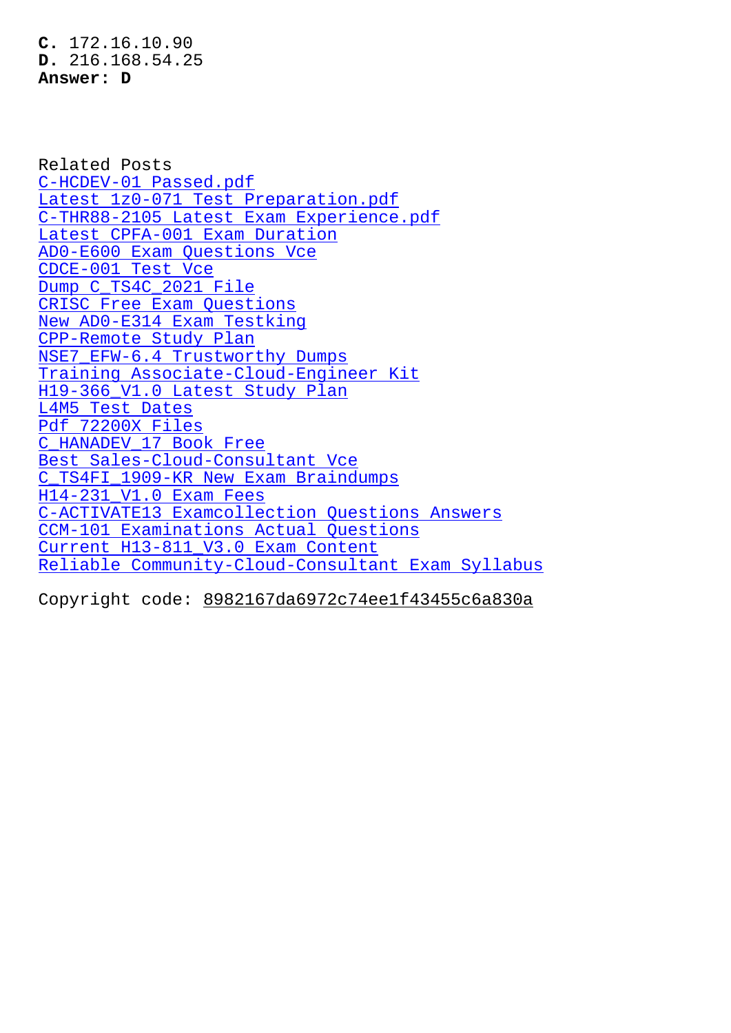**C.** 172.16.10.90
**D.** 216.168.54.25
**Answer: D**

Related Posts
C-HCDEV-01 Passed.pdf
Latest 1z0-071 Test Preparation.pdf
C-THR88-2105 Latest Exam Experience.pdf
Latest CPFA-001 Exam Duration
AD0-E600 Exam Questions Vce
CDCE-001 Test Vce
Dump C_TS4C_2021 File
CRISC Free Exam Questions
New AD0-E314 Exam Testking
CPP-Remote Study Plan
NSE7_EFW-6.4 Trustworthy Dumps
Training Associate-Cloud-Engineer Kit
H19-366_V1.0 Latest Study Plan
L4M5 Test Dates
Pdf 72200X Files
C_HANADEV_17 Book Free
Best Sales-Cloud-Consultant Vce
C_TS4FI_1909-KR New Exam Braindumps
H14-231_V1.0 Exam Fees
C-ACTIVATE13 Examcollection Questions Answers
CCM-101 Examinations Actual Questions
Current H13-811_V3.0 Exam Content
Reliable Community-Cloud-Consultant Exam Syllabus

Copyright code: 8982167da6972c74ee1f43455c6a830a